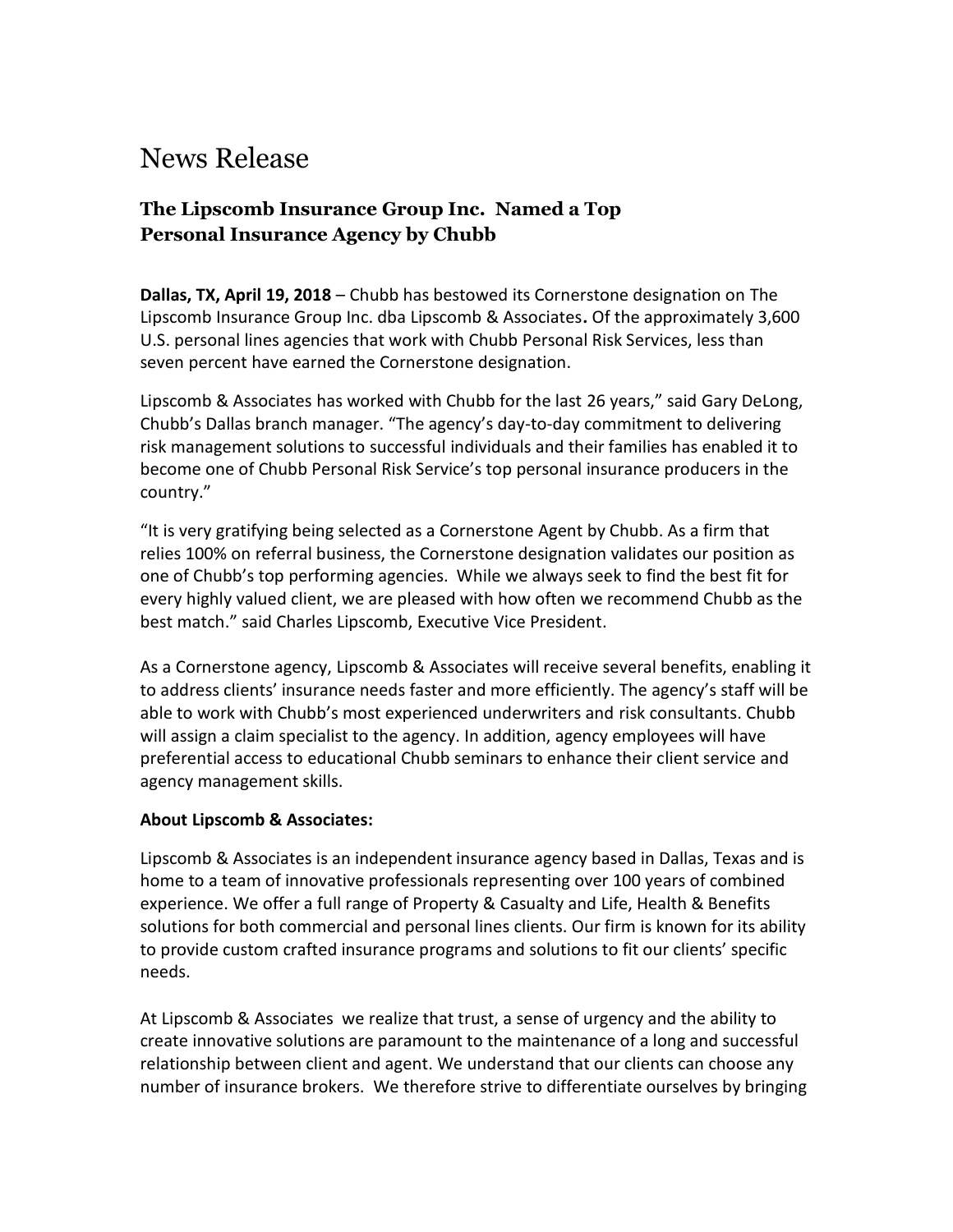# News Release

### The Lipscomb Insurance Group Inc. Named a Top Personal Insurance Agency by Chubb

**Dallas, TX, April 19, 2018** – Chubb has bestowed its Cornerstone designation on The Lipscomb Insurance Group Inc. dba Lipscomb & Associates**.** Of the approximately 3,600 U.S. personal lines agencies that work with Chubb Personal Risk Services, less than seven percent have earned the Cornerstone designation.

Lipscomb & Associates has worked with Chubb for the last 26 years," said Gary DeLong, Chubb's Dallas branch manager. "The agency's day-to-day commitment to delivering risk management solutions to successful individuals and their families has enabled it to become one of Chubb Personal Risk Service's top personal insurance producers in the country."

"It is very gratifying being selected as a Cornerstone Agent by Chubb. As a firm that relies 100% on referral business, the Cornerstone designation validates our position as one of Chubb's top performing agencies. While we always seek to find the best fit for every highly valued client, we are pleased with how often we recommend Chubb as the best match." said Charles Lipscomb, Executive Vice President.

As a Cornerstone agency, Lipscomb & Associates will receive several benefits, enabling it to address clients' insurance needs faster and more efficiently. The agency's staff will be able to work with Chubb's most experienced underwriters and risk consultants. Chubb will assign a claim specialist to the agency. In addition, agency employees will have preferential access to educational Chubb seminars to enhance their client service and agency management skills.

**About Lipscomb & Associates:**

Lipscomb & Associates is an independent insurance agency based in Dallas, Texas and is home to a team of innovative professionals representing over 100 years of combined experience. We offer a full range of Property & Casualty and Life, Health & Benefits solutions for both commercial and personal lines clients. Our firm is known for its ability to provide custom crafted insurance programs and solutions to fit our clients' specific needs.

At Lipscomb & Associates we realize that trust, a sense of urgency and the ability to create innovative solutions are paramount to the maintenance of a long and successful relationship between client and agent. We understand that our clients can choose any number of insurance brokers. We therefore strive to differentiate ourselves by bringing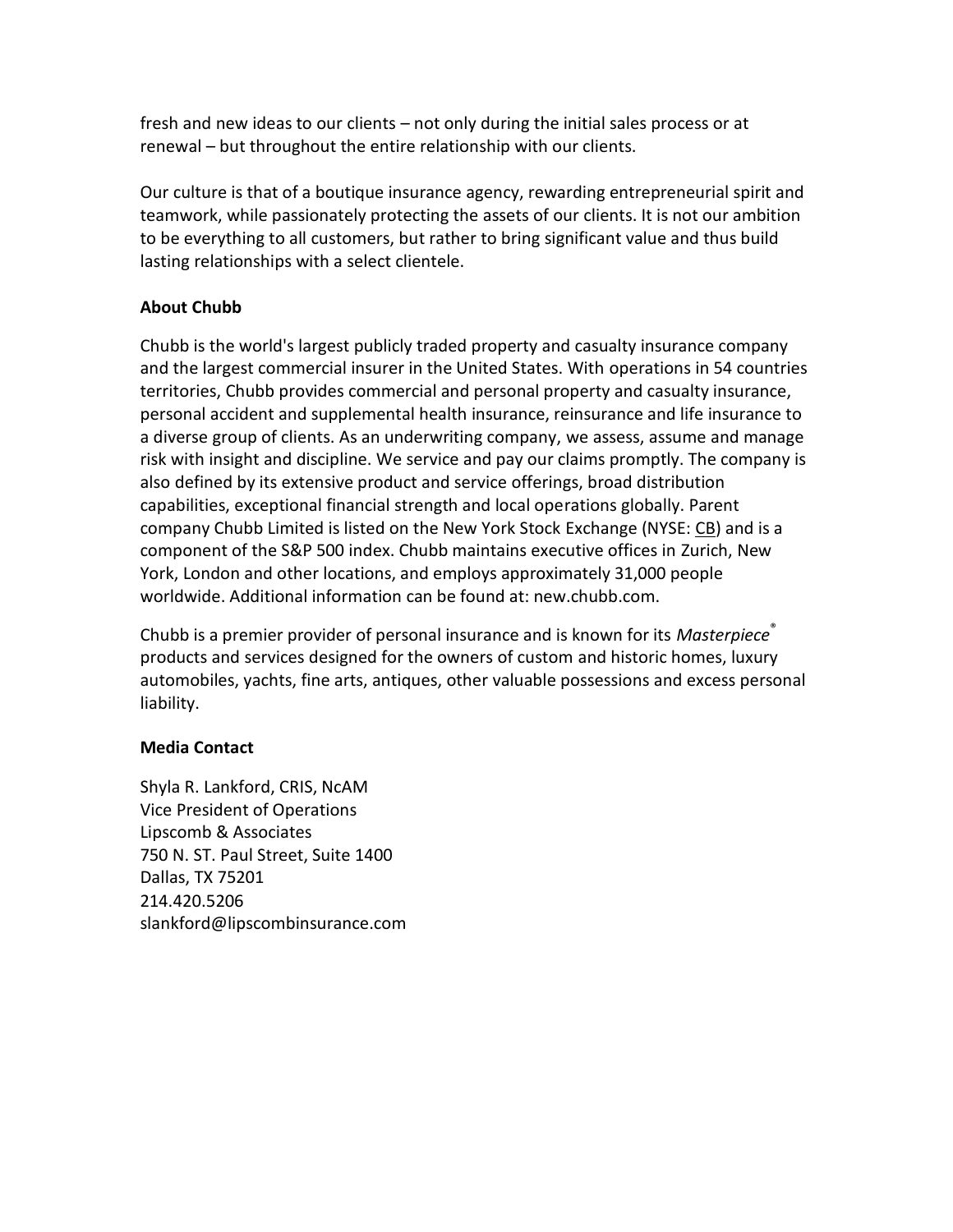fresh and new ideas to our clients – not only during the initial sales process or at renewal – but throughout the entire relationship with our clients.

Our culture is that of a boutique insurance agency, rewarding entrepreneurial spirit and teamwork, while passionately protecting the assets of our clients. It is not our ambition to be everything to all customers, but rather to bring significant value and thus build lasting relationships with a select clientele.

**About Chubb**

Chubb is the world's largest publicly traded property and casualty insurance company and the largest commercial insurer in the United States. With operations in 54 countries territories, Chubb provides commercial and personal property and casualty insurance, personal accident and supplemental health insurance, reinsurance and life insurance to a diverse group of clients. As an underwriting company, we assess, assume and manage risk with insight and discipline. We service and pay our claims promptly. The company is also defined by its extensive product and service offerings, broad distribution capabilities, exceptional financial strength and local operations globally. Parent company Chubb Limited is listed on the New York Stock Exchange (NYSE: CB) and is a component of the S&P 500 index. Chubb maintains executive offices in Zurich, New York, London and other locations, and employs approximately 31,000 people worldwide. Additional information can be found at: new.chubb.com.

Chubb is a premier provider of personal insurance and is known for its *Masterpiece*® products and services designed for the owners of custom and historic homes, luxury automobiles, yachts, fine arts, antiques, other valuable possessions and excess personal liability.

**Media Contact**

Shyla R. Lankford, CRIS, NcAM  
Vice President of Operations  
Lipscomb & Associates  
750 N. ST. Paul Street, Suite 1400  
Dallas, TX 75201  
214.420.5206  
slankford@lipscombinsurance.com